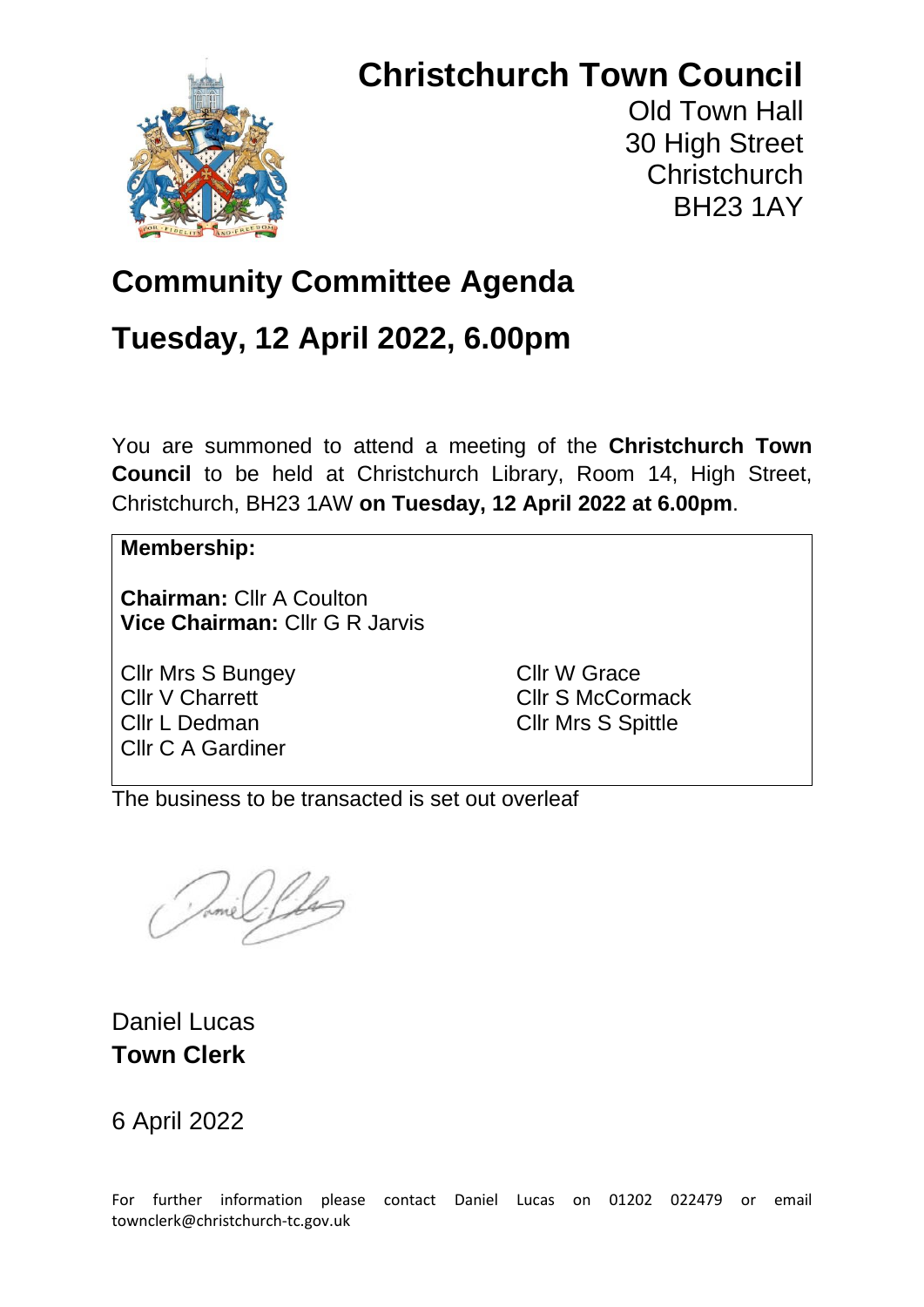# Christchurch Town Council

Old Town Hall
30 High Street
Christchurch
BH23 1AY

## Community Committee Agenda

## Tuesday, 12 April 2022, 6.00pm

You are summoned to attend a meeting of the **Christchurch Town Council** to be held at Christchurch Library, Room 14, High Street, Christchurch, BH23 1AW **on Tuesday, 12 April 2022 at 6.00pm**.

**Membership:**

**Chairman:** Cllr A Coulton
**Vice Chairman:** Cllr G R Jarvis

Cllr Mrs S Bungey
Cllr V Charrett
Cllr L Dedman
Cllr C A Gardiner
Cllr W Grace
Cllr S McCormack
Cllr Mrs S Spittle

The business to be transacted is set out overleaf

Daniel Lucas
**Town Clerk**

6 April 2022

For further information please contact Daniel Lucas on 01202 022479 or email townclerk@christchurch-tc.gov.uk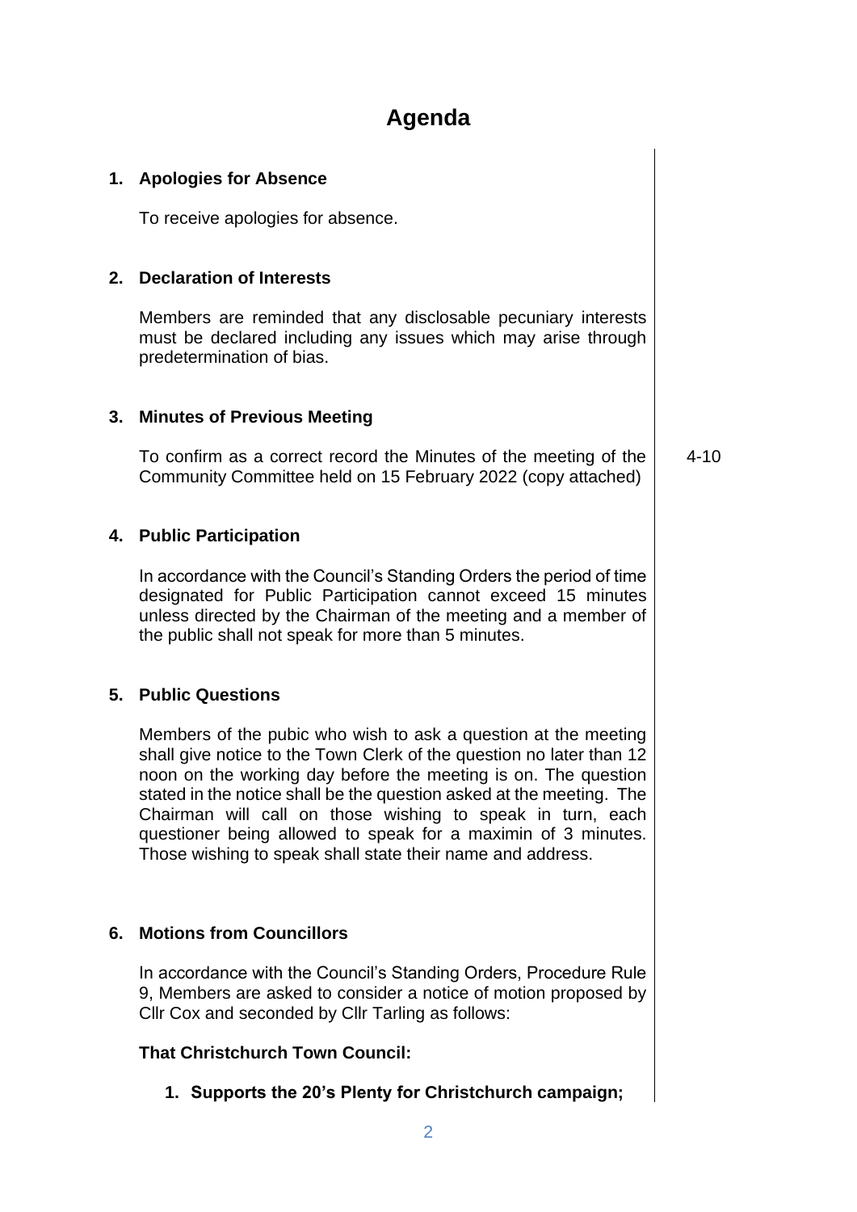# Agenda

## 1. Apologies for Absence

To receive apologies for absence.

## 2. Declaration of Interests

Members are reminded that any disclosable pecuniary interests must be declared including any issues which may arise through predetermination of bias.

## 3. Minutes of Previous Meeting

To confirm as a correct record the Minutes of the meeting of the Community Committee held on 15 February 2022 (copy attached) — 4-10

## 4. Public Participation

In accordance with the Council's Standing Orders the period of time designated for Public Participation cannot exceed 15 minutes unless directed by the Chairman of the meeting and a member of the public shall not speak for more than 5 minutes.

## 5. Public Questions

Members of the pubic who wish to ask a question at the meeting shall give notice to the Town Clerk of the question no later than 12 noon on the working day before the meeting is on. The question stated in the notice shall be the question asked at the meeting. The Chairman will call on those wishing to speak in turn, each questioner being allowed to speak for a maximin of 3 minutes. Those wishing to speak shall state their name and address.

## 6. Motions from Councillors

In accordance with the Council's Standing Orders, Procedure Rule 9, Members are asked to consider a notice of motion proposed by Cllr Cox and seconded by Cllr Tarling as follows:

**That Christchurch Town Council:**

1. **Supports the 20's Plenty for Christchurch campaign;**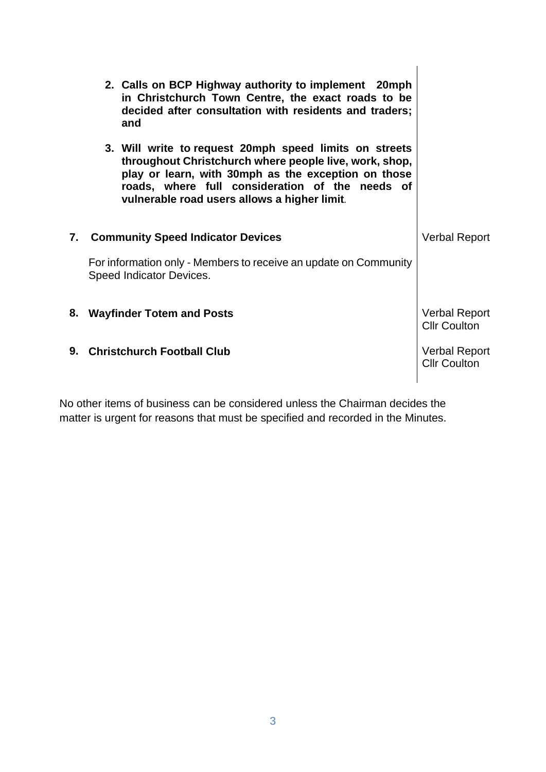2. **Calls on BCP Highway authority to implement 20mph in Christchurch Town Centre, the exact roads to be decided after consultation with residents and traders; and**

3. **Will write to request 20mph speed limits on streets throughout Christchurch where people live, work, shop, play or learn, with 30mph as the exception on those roads, where full consideration of the needs of vulnerable road users allows a higher limit.**

| | | |
|---|---|---|
| **7.** | **Community Speed Indicator Devices**<br><br>For information only - Members to receive an update on Community Speed Indicator Devices. | Verbal Report |
| **8.** | **Wayfinder Totem and Posts** | Verbal Report<br>Cllr Coulton |
| **9.** | **Christchurch Football Club** | Verbal Report<br>Cllr Coulton |

No other items of business can be considered unless the Chairman decides the matter is urgent for reasons that must be specified and recorded in the Minutes.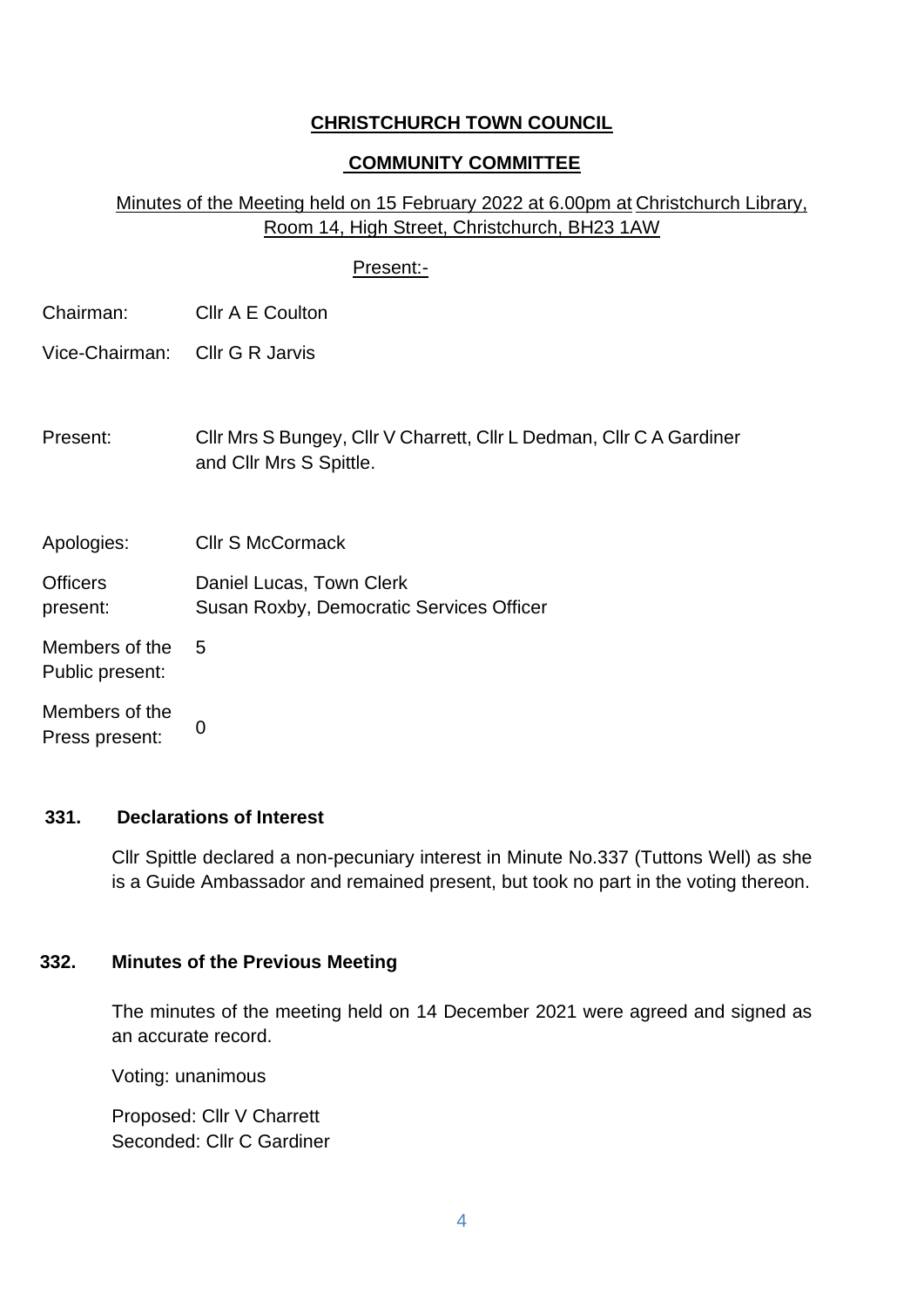**CHRISTCHURCH TOWN COUNCIL**

**COMMUNITY COMMITTEE**

Minutes of the Meeting held on 15 February 2022 at 6.00pm at Christchurch Library, Room 14, High Street, Christchurch, BH23 1AW

Present:-

| | |
|---|---|
| Chairman: | Cllr A E Coulton |
| Vice-Chairman: | Cllr G R Jarvis |
| Present: | Cllr Mrs S Bungey, Cllr V Charrett, Cllr L Dedman, Cllr C A Gardiner and Cllr Mrs S Spittle. |
| Apologies: | Cllr S McCormack |
| Officers present: | Daniel Lucas, Town Clerk<br>Susan Roxby, Democratic Services Officer |
| Members of the Public present: | 5 |
| Members of the Press present: | 0 |

**331. Declarations of Interest**

Cllr Spittle declared a non-pecuniary interest in Minute No.337 (Tuttons Well) as she is a Guide Ambassador and remained present, but took no part in the voting thereon.

**332. Minutes of the Previous Meeting**

The minutes of the meeting held on 14 December 2021 were agreed and signed as an accurate record.

Voting: unanimous

Proposed: Cllr V Charrett
Seconded: Cllr C Gardiner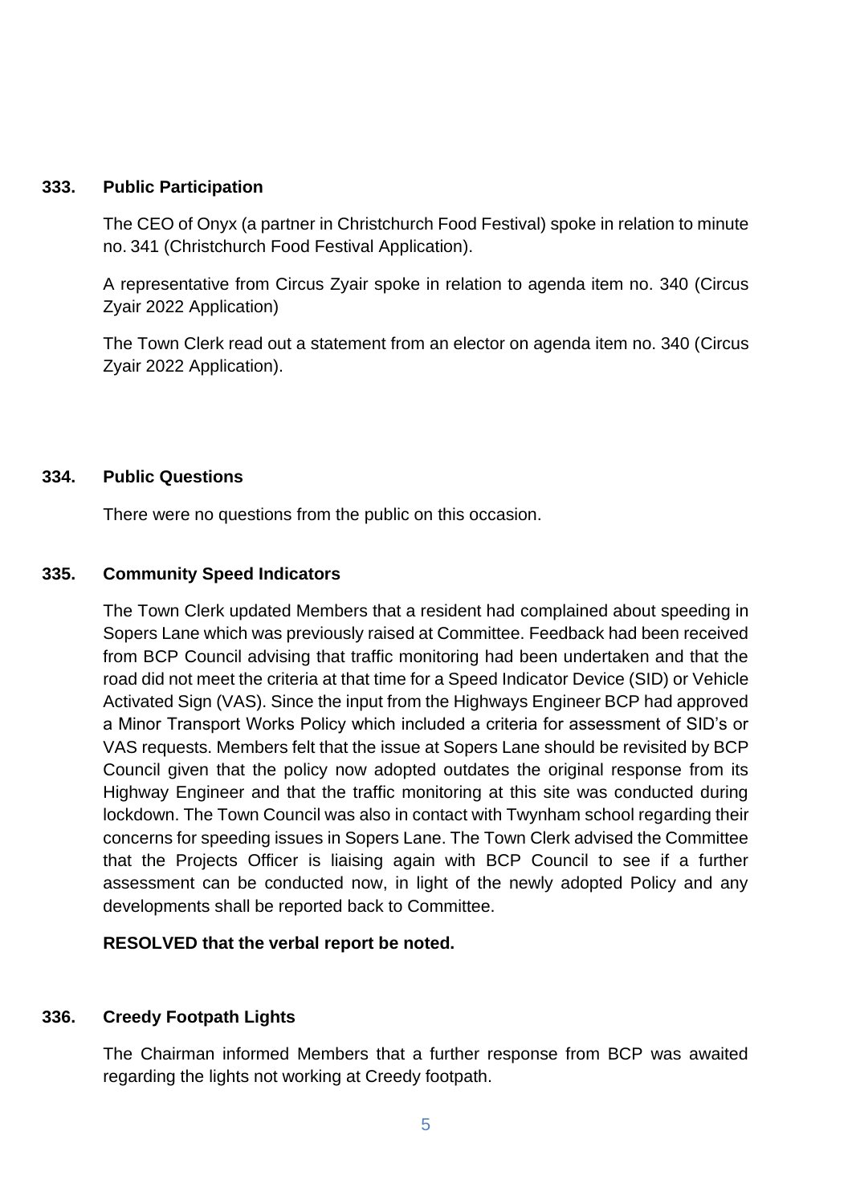## 333. Public Participation

The CEO of Onyx (a partner in Christchurch Food Festival) spoke in relation to minute no. 341 (Christchurch Food Festival Application).

A representative from Circus Zyair spoke in relation to agenda item no. 340 (Circus Zyair 2022 Application)

The Town Clerk read out a statement from an elector on agenda item no. 340 (Circus Zyair 2022 Application).

## 334. Public Questions

There were no questions from the public on this occasion.

## 335. Community Speed Indicators

The Town Clerk updated Members that a resident had complained about speeding in Sopers Lane which was previously raised at Committee. Feedback had been received from BCP Council advising that traffic monitoring had been undertaken and that the road did not meet the criteria at that time for a Speed Indicator Device (SID) or Vehicle Activated Sign (VAS). Since the input from the Highways Engineer BCP had approved a Minor Transport Works Policy which included a criteria for assessment of SID's or VAS requests. Members felt that the issue at Sopers Lane should be revisited by BCP Council given that the policy now adopted outdates the original response from its Highway Engineer and that the traffic monitoring at this site was conducted during lockdown. The Town Council was also in contact with Twynham school regarding their concerns for speeding issues in Sopers Lane. The Town Clerk advised the Committee that the Projects Officer is liaising again with BCP Council to see if a further assessment can be conducted now, in light of the newly adopted Policy and any developments shall be reported back to Committee.

**RESOLVED that the verbal report be noted.**

## 336. Creedy Footpath Lights

The Chairman informed Members that a further response from BCP was awaited regarding the lights not working at Creedy footpath.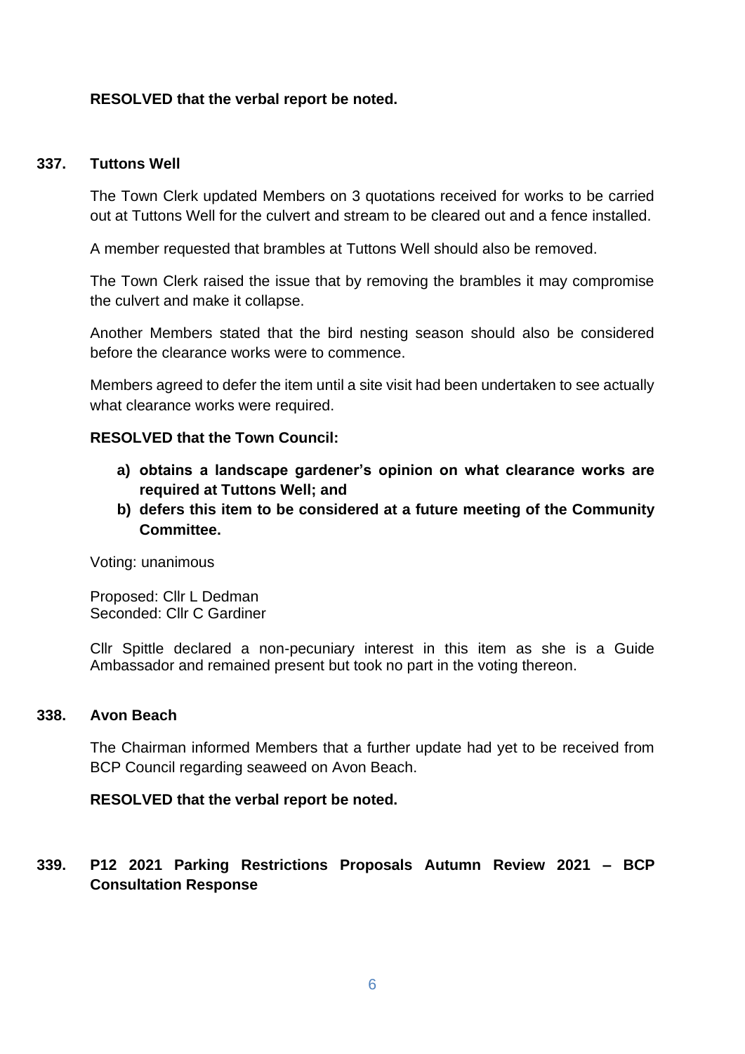**RESOLVED that the verbal report be noted.**

### 337. Tuttons Well

The Town Clerk updated Members on 3 quotations received for works to be carried out at Tuttons Well for the culvert and stream to be cleared out and a fence installed.

A member requested that brambles at Tuttons Well should also be removed.

The Town Clerk raised the issue that by removing the brambles it may compromise the culvert and make it collapse.

Another Members stated that the bird nesting season should also be considered before the clearance works were to commence.

Members agreed to defer the item until a site visit had been undertaken to see actually what clearance works were required.

**RESOLVED that the Town Council:**

- **a) obtains a landscape gardener's opinion on what clearance works are required at Tuttons Well; and**
- **b) defers this item to be considered at a future meeting of the Community Committee.**

Voting: unanimous

Proposed: Cllr L Dedman
Seconded: Cllr C Gardiner

Cllr Spittle declared a non-pecuniary interest in this item as she is a Guide Ambassador and remained present but took no part in the voting thereon.

### 338. Avon Beach

The Chairman informed Members that a further update had yet to be received from BCP Council regarding seaweed on Avon Beach.

**RESOLVED that the verbal report be noted.**

### 339. P12 2021 Parking Restrictions Proposals Autumn Review 2021 – BCP Consultation Response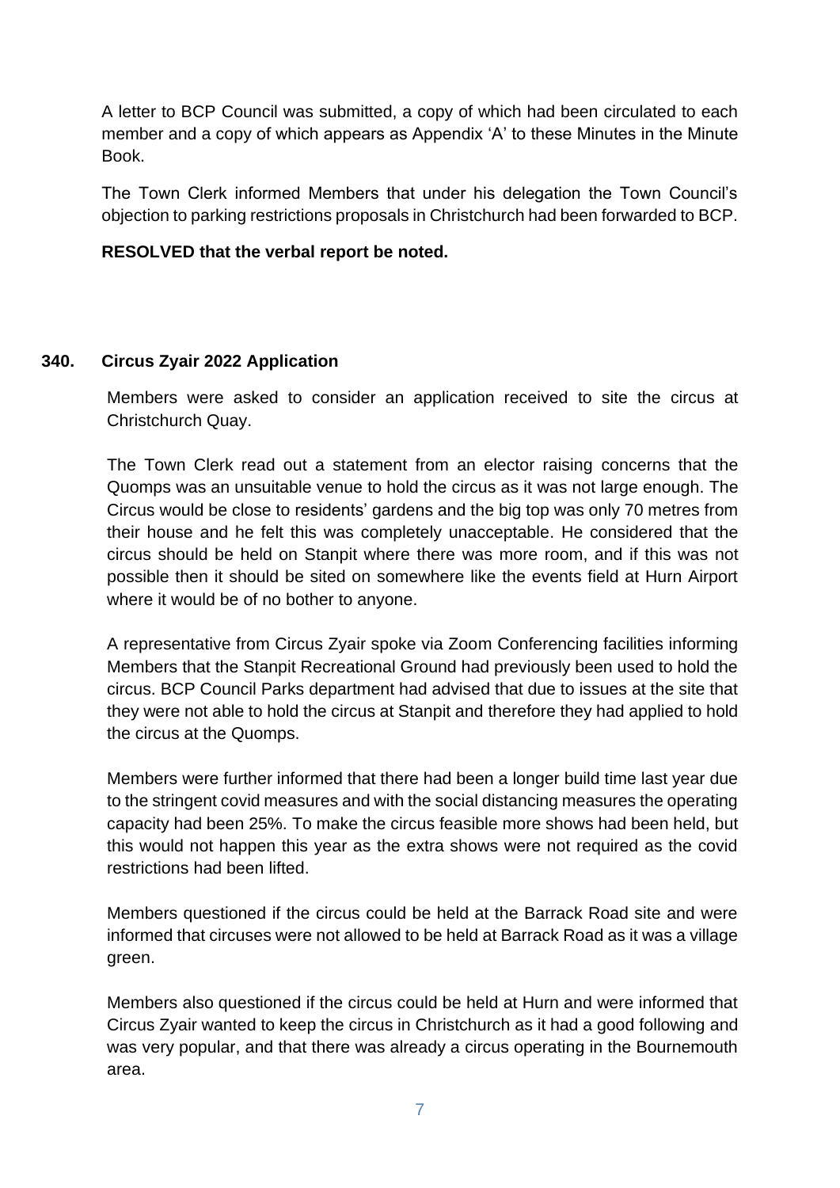A letter to BCP Council was submitted, a copy of which had been circulated to each member and a copy of which appears as Appendix 'A' to these Minutes in the Minute Book.

The Town Clerk informed Members that under his delegation the Town Council's objection to parking restrictions proposals in Christchurch had been forwarded to BCP.

**RESOLVED that the verbal report be noted.**

### 340. Circus Zyair 2022 Application

Members were asked to consider an application received to site the circus at Christchurch Quay.

The Town Clerk read out a statement from an elector raising concerns that the Quomps was an unsuitable venue to hold the circus as it was not large enough. The Circus would be close to residents' gardens and the big top was only 70 metres from their house and he felt this was completely unacceptable. He considered that the circus should be held on Stanpit where there was more room, and if this was not possible then it should be sited on somewhere like the events field at Hurn Airport where it would be of no bother to anyone.

A representative from Circus Zyair spoke via Zoom Conferencing facilities informing Members that the Stanpit Recreational Ground had previously been used to hold the circus. BCP Council Parks department had advised that due to issues at the site that they were not able to hold the circus at Stanpit and therefore they had applied to hold the circus at the Quomps.

Members were further informed that there had been a longer build time last year due to the stringent covid measures and with the social distancing measures the operating capacity had been 25%. To make the circus feasible more shows had been held, but this would not happen this year as the extra shows were not required as the covid restrictions had been lifted.

Members questioned if the circus could be held at the Barrack Road site and were informed that circuses were not allowed to be held at Barrack Road as it was a village green.

Members also questioned if the circus could be held at Hurn and were informed that Circus Zyair wanted to keep the circus in Christchurch as it had a good following and was very popular, and that there was already a circus operating in the Bournemouth area.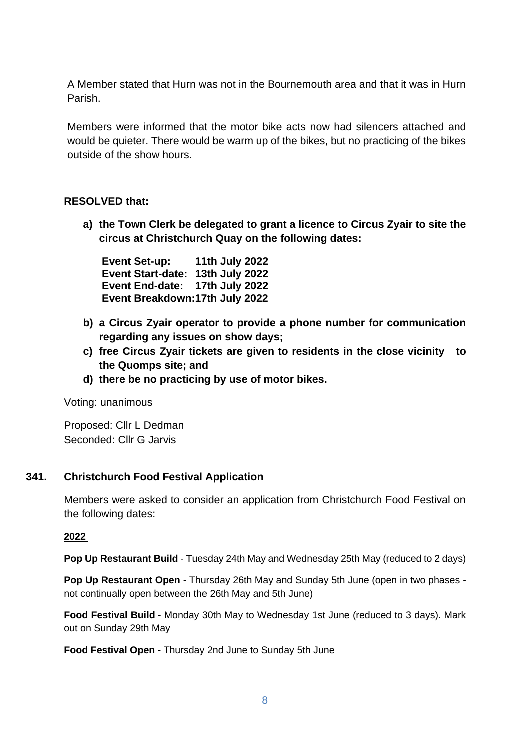A Member stated that Hurn was not in the Bournemouth area and that it was in Hurn Parish.

Members were informed that the motor bike acts now had silencers attached and would be quieter. There would be warm up of the bikes, but no practicing of the bikes outside of the show hours.

**RESOLVED that:**

**a) the Town Clerk be delegated to grant a licence to Circus Zyair to site the circus at Christchurch Quay on the following dates:**

**Event Set-up: 11th July 2022**
**Event Start-date: 13th July 2022**
**Event End-date: 17th July 2022**
**Event Breakdown:17th July 2022**

**b) a Circus Zyair operator to provide a phone number for communication regarding any issues on show days;**

**c) free Circus Zyair tickets are given to residents in the close vicinity to the Quomps site; and**

**d) there be no practicing by use of motor bikes.**

Voting: unanimous

Proposed: Cllr L Dedman
Seconded: Cllr G Jarvis

## 341. Christchurch Food Festival Application

Members were asked to consider an application from Christchurch Food Festival on the following dates:

**2022**

**Pop Up Restaurant Build** - Tuesday 24th May and Wednesday 25th May (reduced to 2 days)

**Pop Up Restaurant Open** - Thursday 26th May and Sunday 5th June (open in two phases - not continually open between the 26th May and 5th June)

**Food Festival Build** - Monday 30th May to Wednesday 1st June (reduced to 3 days). Mark out on Sunday 29th May

**Food Festival Open** - Thursday 2nd June to Sunday 5th June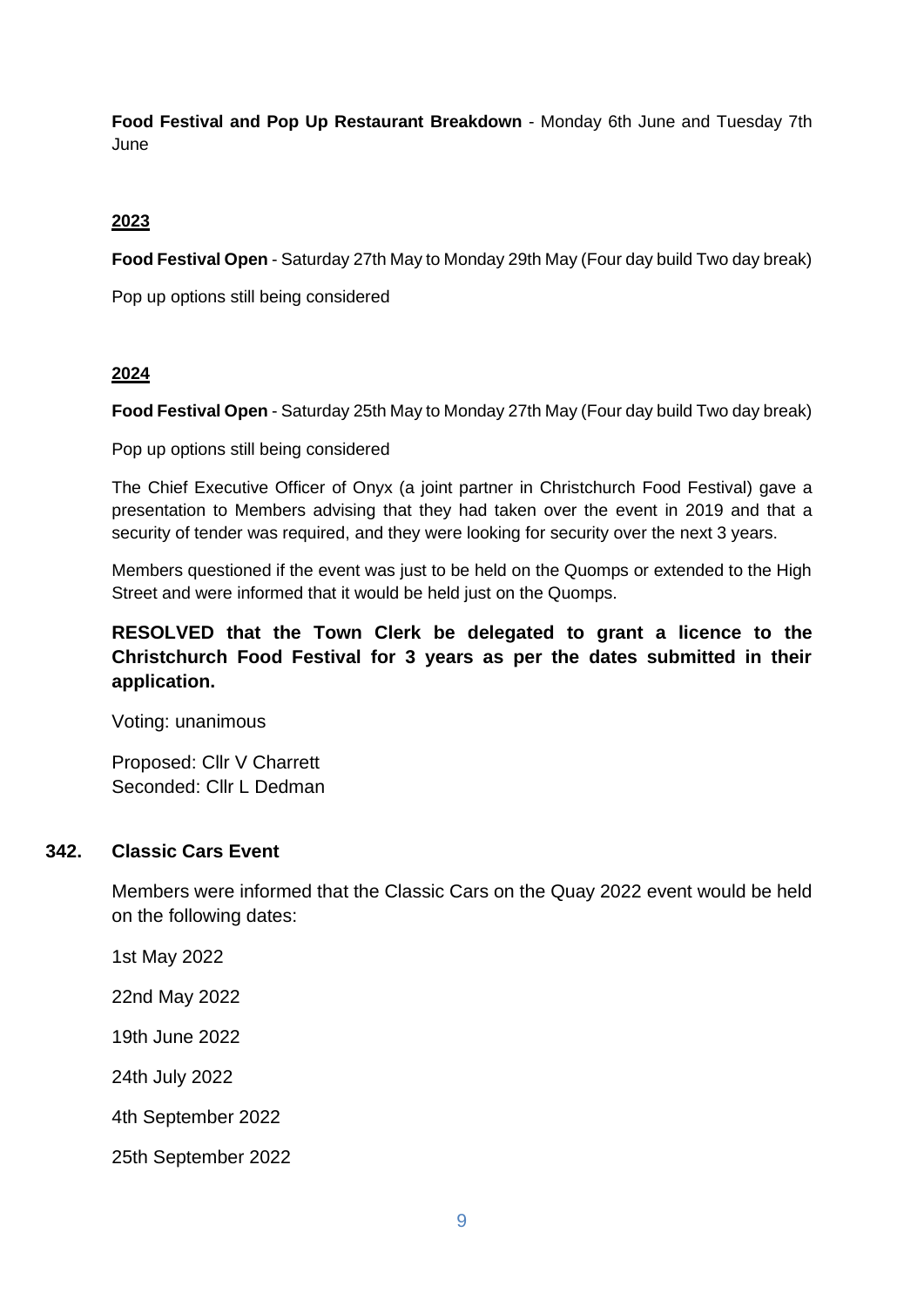**Food Festival and Pop Up Restaurant Breakdown** - Monday 6th June and Tuesday 7th June

**2023**

**Food Festival Open** - Saturday 27th May to Monday 29th May (Four day build Two day break)

Pop up options still being considered

**2024**

**Food Festival Open** - Saturday 25th May to Monday 27th May (Four day build Two day break)

Pop up options still being considered

The Chief Executive Officer of Onyx (a joint partner in Christchurch Food Festival) gave a presentation to Members advising that they had taken over the event in 2019 and that a security of tender was required, and they were looking for security over the next 3 years.

Members questioned if the event was just to be held on the Quomps or extended to the High Street and were informed that it would be held just on the Quomps.

**RESOLVED that the Town Clerk be delegated to grant a licence to the Christchurch Food Festival for 3 years as per the dates submitted in their application.**

Voting: unanimous

Proposed: Cllr V Charrett
Seconded: Cllr L Dedman

## 342. Classic Cars Event

Members were informed that the Classic Cars on the Quay 2022 event would be held on the following dates:

1st May 2022

22nd May 2022

19th June 2022

24th July 2022

4th September 2022

25th September 2022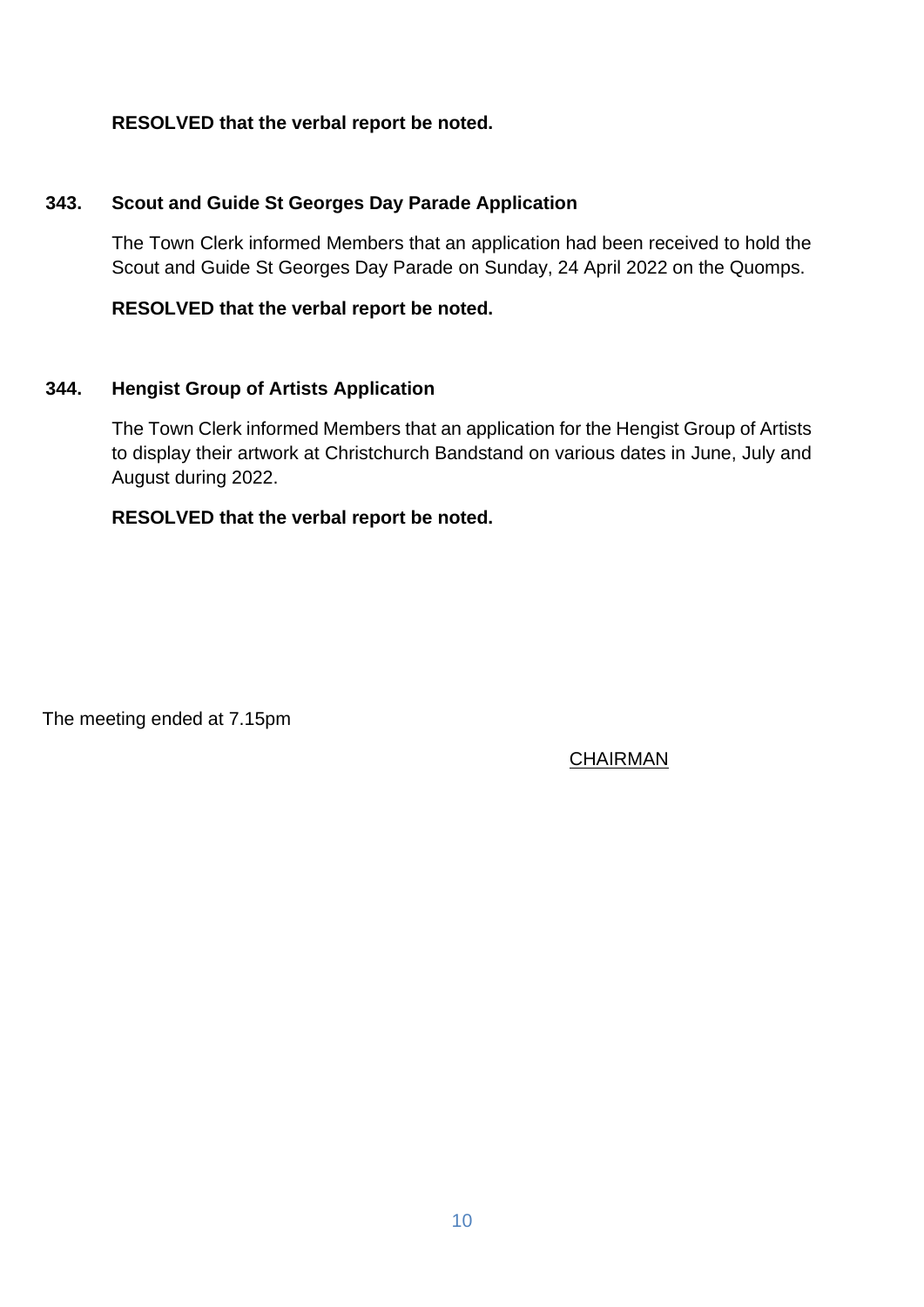**RESOLVED that the verbal report be noted.**

### 343. Scout and Guide St Georges Day Parade Application

The Town Clerk informed Members that an application had been received to hold the Scout and Guide St Georges Day Parade on Sunday, 24 April 2022 on the Quomps.

**RESOLVED that the verbal report be noted.**

### 344. Hengist Group of Artists Application

The Town Clerk informed Members that an application for the Hengist Group of Artists to display their artwork at Christchurch Bandstand on various dates in June, July and August during 2022.

**RESOLVED that the verbal report be noted.**

The meeting ended at 7.15pm

CHAIRMAN